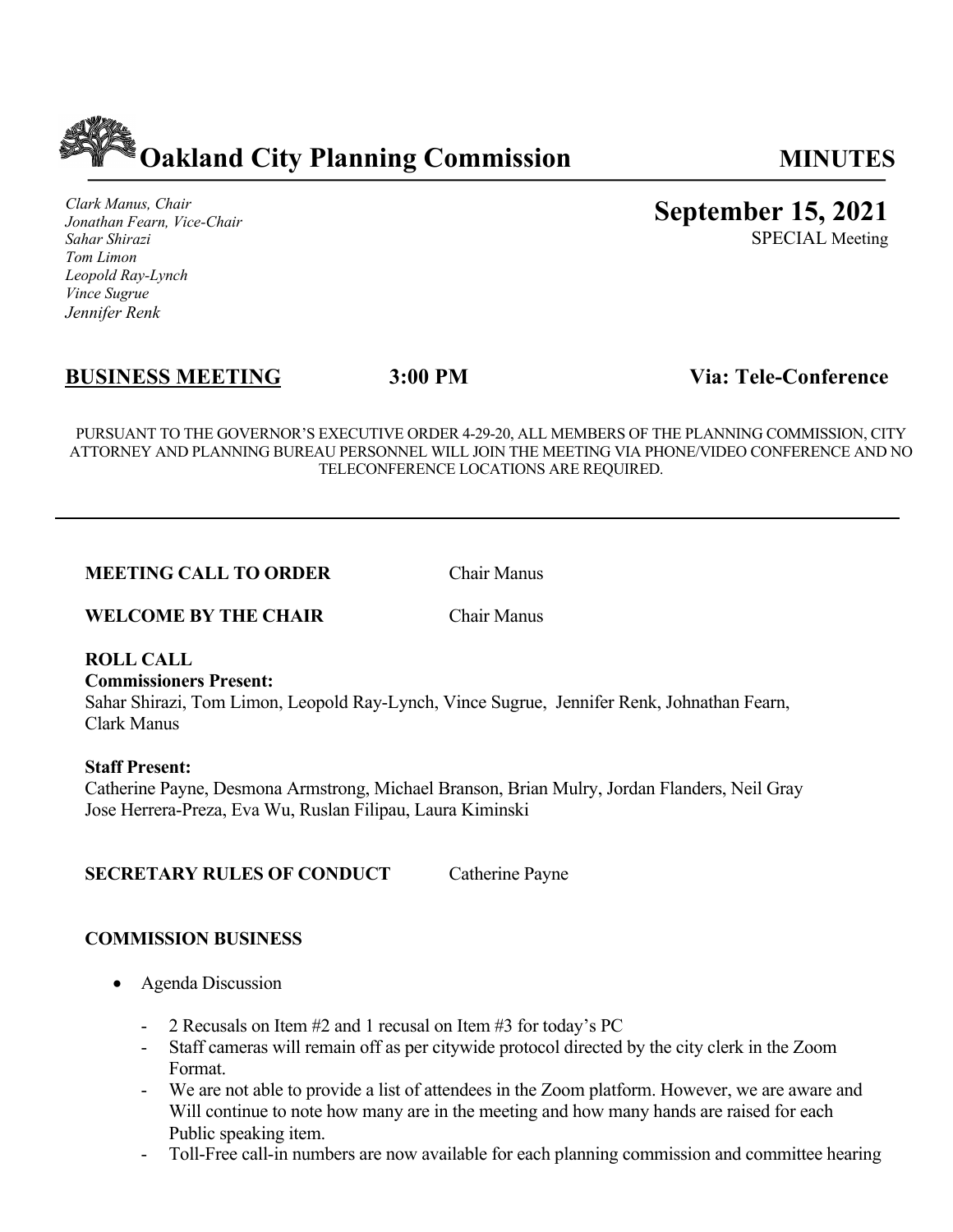# Oakland City Planning Commission

**MINUTES**

*Clark Manus, Chair*
*Jonathan Fearn, Vice-Chair*
*Sahar Shirazi*
*Tom Limon*
*Leopold Ray-Lynch*
*Vince Sugrue*
*Jennifer Renk*

**September 15, 2021**
SPECIAL Meeting

**BUSINESS MEETING** **3:00 PM** **Via: Tele-Conference**

PURSUANT TO THE GOVERNOR'S EXECUTIVE ORDER 4-29-20, ALL MEMBERS OF THE PLANNING COMMISSION, CITY ATTORNEY AND PLANNING BUREAU PERSONNEL WILL JOIN THE MEETING VIA PHONE/VIDEO CONFERENCE AND NO TELECONFERENCE LOCATIONS ARE REQUIRED.

---

**MEETING CALL TO ORDER** Chair Manus

**WELCOME BY THE CHAIR** Chair Manus

**ROLL CALL**
**Commissioners Present:**
Sahar Shirazi, Tom Limon, Leopold Ray-Lynch, Vince Sugrue, Jennifer Renk, Johnathan Fearn, Clark Manus

**Staff Present:**
Catherine Payne, Desmona Armstrong, Michael Branson, Brian Mulry, Jordan Flanders, Neil Gray Jose Herrera-Preza, Eva Wu, Ruslan Filipau, Laura Kiminski

**SECRETARY RULES OF CONDUCT** Catherine Payne

**COMMISSION BUSINESS**

- Agenda Discussion
  - 2 Recusals on Item #2 and 1 recusal on Item #3 for today's PC
  - Staff cameras will remain off as per citywide protocol directed by the city clerk in the Zoom Format.
  - We are not able to provide a list of attendees in the Zoom platform. However, we are aware and Will continue to note how many are in the meeting and how many hands are raised for each Public speaking item.
  - Toll-Free call-in numbers are now available for each planning commission and committee hearing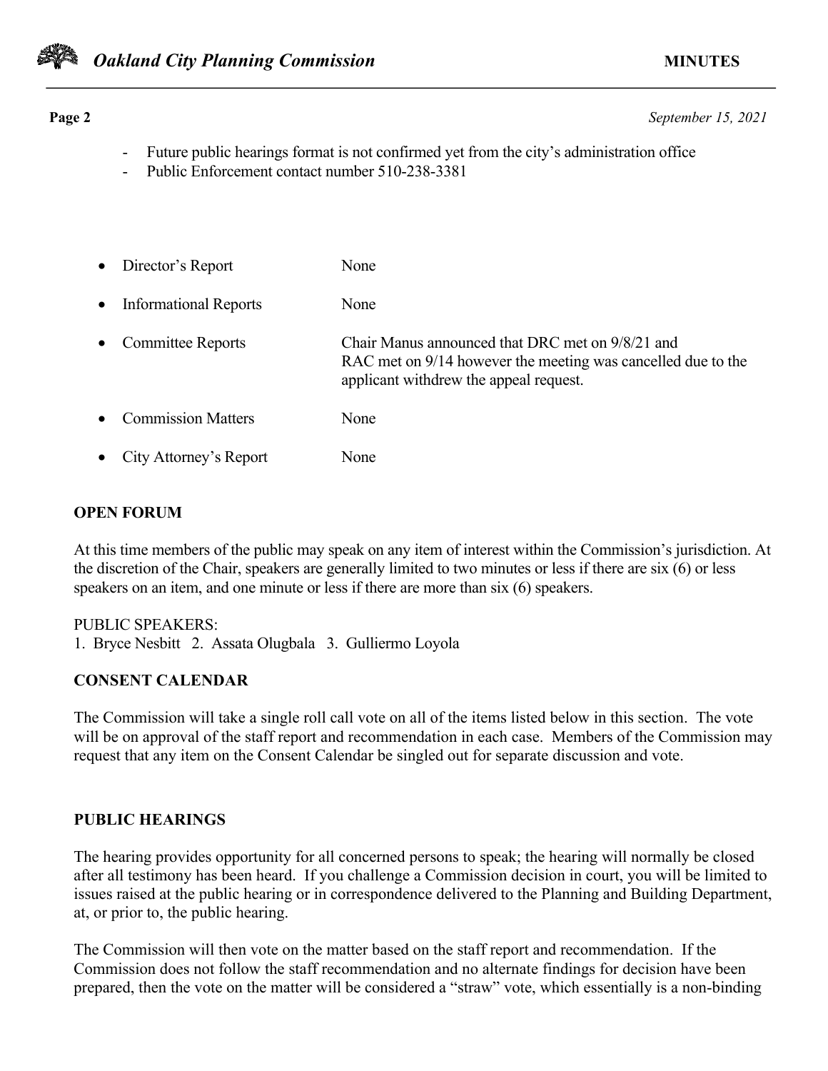- Future public hearings format is not confirmed yet from the city's administration office
- Public Enforcement contact number 510-238-3381

| | |
|---|---|
| • Director's Report | None |
| • Informational Reports | None |
| • Committee Reports | Chair Manus announced that DRC met on 9/8/21 and RAC met on 9/14 however the meeting was cancelled due to the applicant withdrew the appeal request. |
| • Commission Matters | None |
| • City Attorney's Report | None |

**OPEN FORUM**

At this time members of the public may speak on any item of interest within the Commission's jurisdiction. At the discretion of the Chair, speakers are generally limited to two minutes or less if there are six (6) or less speakers on an item, and one minute or less if there are more than six (6) speakers.

PUBLIC SPEAKERS:
1. Bryce Nesbitt 2. Assata Olugbala 3. Gulliermo Loyola

**CONSENT CALENDAR**

The Commission will take a single roll call vote on all of the items listed below in this section. The vote will be on approval of the staff report and recommendation in each case. Members of the Commission may request that any item on the Consent Calendar be singled out for separate discussion and vote.

**PUBLIC HEARINGS**

The hearing provides opportunity for all concerned persons to speak; the hearing will normally be closed after all testimony has been heard. If you challenge a Commission decision in court, you will be limited to issues raised at the public hearing or in correspondence delivered to the Planning and Building Department, at, or prior to, the public hearing.

The Commission will then vote on the matter based on the staff report and recommendation. If the Commission does not follow the staff recommendation and no alternate findings for decision have been prepared, then the vote on the matter will be considered a "straw" vote, which essentially is a non-binding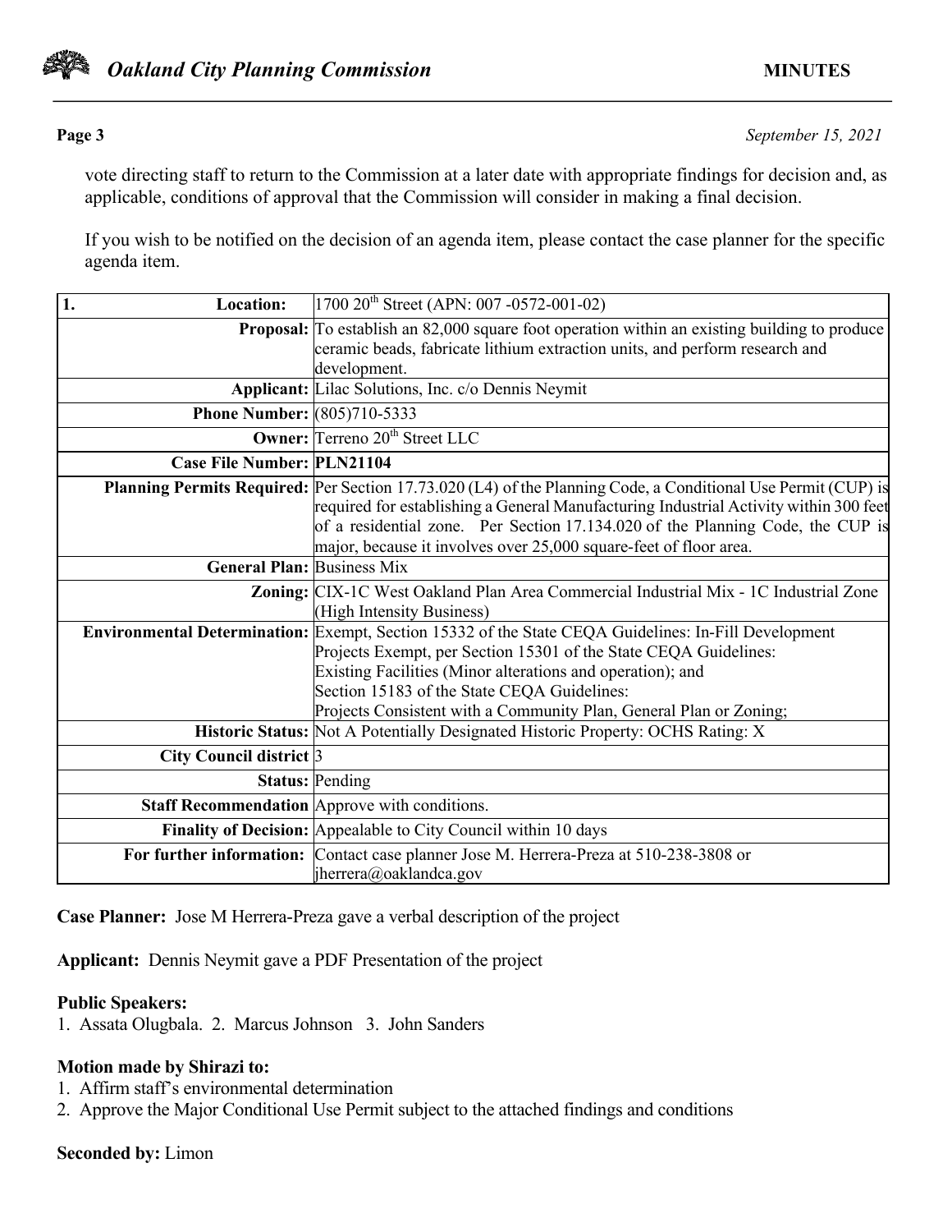vote directing staff to return to the Commission at a later date with appropriate findings for decision and, as applicable, conditions of approval that the Commission will consider in making a final decision.

If you wish to be notified on the decision of an agenda item, please contact the case planner for the specific agenda item.

| 1. Location: | 1700 20th Street (APN: 007 -0572-001-02) |
|---|---|
| Proposal: | To establish an 82,000 square foot operation within an existing building to produce ceramic beads, fabricate lithium extraction units, and perform research and development. |
| Applicant: | Lilac Solutions, Inc. c/o Dennis Neymit |
| Phone Number: | (805)710-5333 |
| Owner: | Terreno 20th Street LLC |
| Case File Number: | **PLN21104** |
| Planning Permits Required: | Per Section 17.73.020 (L4) of the Planning Code, a Conditional Use Permit (CUP) is required for establishing a General Manufacturing Industrial Activity within 300 feet of a residential zone. Per Section 17.134.020 of the Planning Code, the CUP is major, because it involves over 25,000 square-feet of floor area. |
| General Plan: | Business Mix |
| Zoning: | CIX-1C West Oakland Plan Area Commercial Industrial Mix - 1C Industrial Zone (High Intensity Business) |
| Environmental Determination: | Exempt, Section 15332 of the State CEQA Guidelines: In-Fill Development Projects Exempt, per Section 15301 of the State CEQA Guidelines: Existing Facilities (Minor alterations and operation); and Section 15183 of the State CEQA Guidelines: Projects Consistent with a Community Plan, General Plan or Zoning; |
| Historic Status: | Not A Potentially Designated Historic Property: OCHS Rating: X |
| City Council district | 3 |
| Status: | Pending |
| Staff Recommendation | Approve with conditions. |
| Finality of Decision: | Appealable to City Council within 10 days |
| For further information: | Contact case planner Jose M. Herrera-Preza at 510-238-3808 or jherrera@oaklandca.gov |

**Case Planner:** Jose M Herrera-Preza gave a verbal description of the project

**Applicant:** Dennis Neymit gave a PDF Presentation of the project

**Public Speakers:**
1. Assata Olugbala. 2. Marcus Johnson 3. John Sanders

**Motion made by Shirazi to:**
1. Affirm staff's environmental determination
2. Approve the Major Conditional Use Permit subject to the attached findings and conditions

**Seconded by:** Limon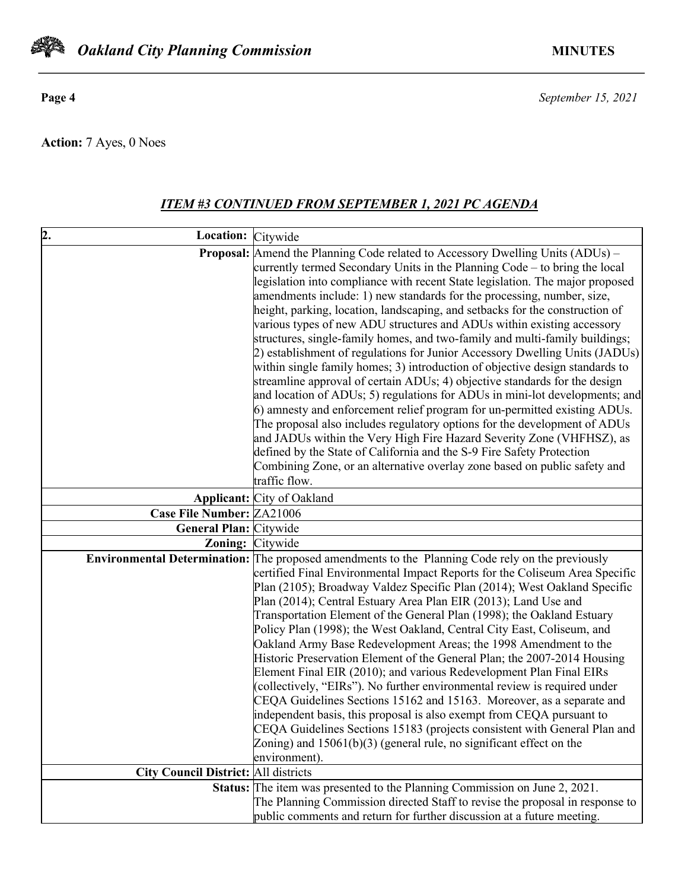**Action:** 7 Ayes, 0 Noes

## ***ITEM #3 CONTINUED FROM SEPTEMBER 1, 2021 PC AGENDA***

| 2. **Location:** | Citywide |
|---|---|
| **Proposal:** | Amend the Planning Code related to Accessory Dwelling Units (ADUs) – currently termed Secondary Units in the Planning Code – to bring the local legislation into compliance with recent State legislation. The major proposed amendments include: 1) new standards for the processing, number, size, height, parking, location, landscaping, and setbacks for the construction of various types of new ADU structures and ADUs within existing accessory structures, single-family homes, and two-family and multi-family buildings; 2) establishment of regulations for Junior Accessory Dwelling Units (JADUs) within single family homes; 3) introduction of objective design standards to streamline approval of certain ADUs; 4) objective standards for the design and location of ADUs; 5) regulations for ADUs in mini-lot developments; and 6) amnesty and enforcement relief program for un-permitted existing ADUs. The proposal also includes regulatory options for the development of ADUs and JADUs within the Very High Fire Hazard Severity Zone (VHFHSZ), as defined by the State of California and the S-9 Fire Safety Protection Combining Zone, or an alternative overlay zone based on public safety and traffic flow. |
| **Applicant:** | City of Oakland |
| **Case File Number:** | ZA21006 |
| **General Plan:** | Citywide |
| **Zoning:** | Citywide |
| **Environmental Determination:** | The proposed amendments to the Planning Code rely on the previously certified Final Environmental Impact Reports for the Coliseum Area Specific Plan (2105); Broadway Valdez Specific Plan (2014); West Oakland Specific Plan (2014); Central Estuary Area Plan EIR (2013); Land Use and Transportation Element of the General Plan (1998); the Oakland Estuary Policy Plan (1998); the West Oakland, Central City East, Coliseum, and Oakland Army Base Redevelopment Areas; the 1998 Amendment to the Historic Preservation Element of the General Plan; the 2007-2014 Housing Element Final EIR (2010); and various Redevelopment Plan Final EIRs (collectively, "EIRs"). No further environmental review is required under CEQA Guidelines Sections 15162 and 15163. Moreover, as a separate and independent basis, this proposal is also exempt from CEQA pursuant to CEQA Guidelines Sections 15183 (projects consistent with General Plan and Zoning) and 15061(b)(3) (general rule, no significant effect on the environment). |
| **City Council District:** | All districts |
| **Status:** | The item was presented to the Planning Commission on June 2, 2021. The Planning Commission directed Staff to revise the proposal in response to public comments and return for further discussion at a future meeting. |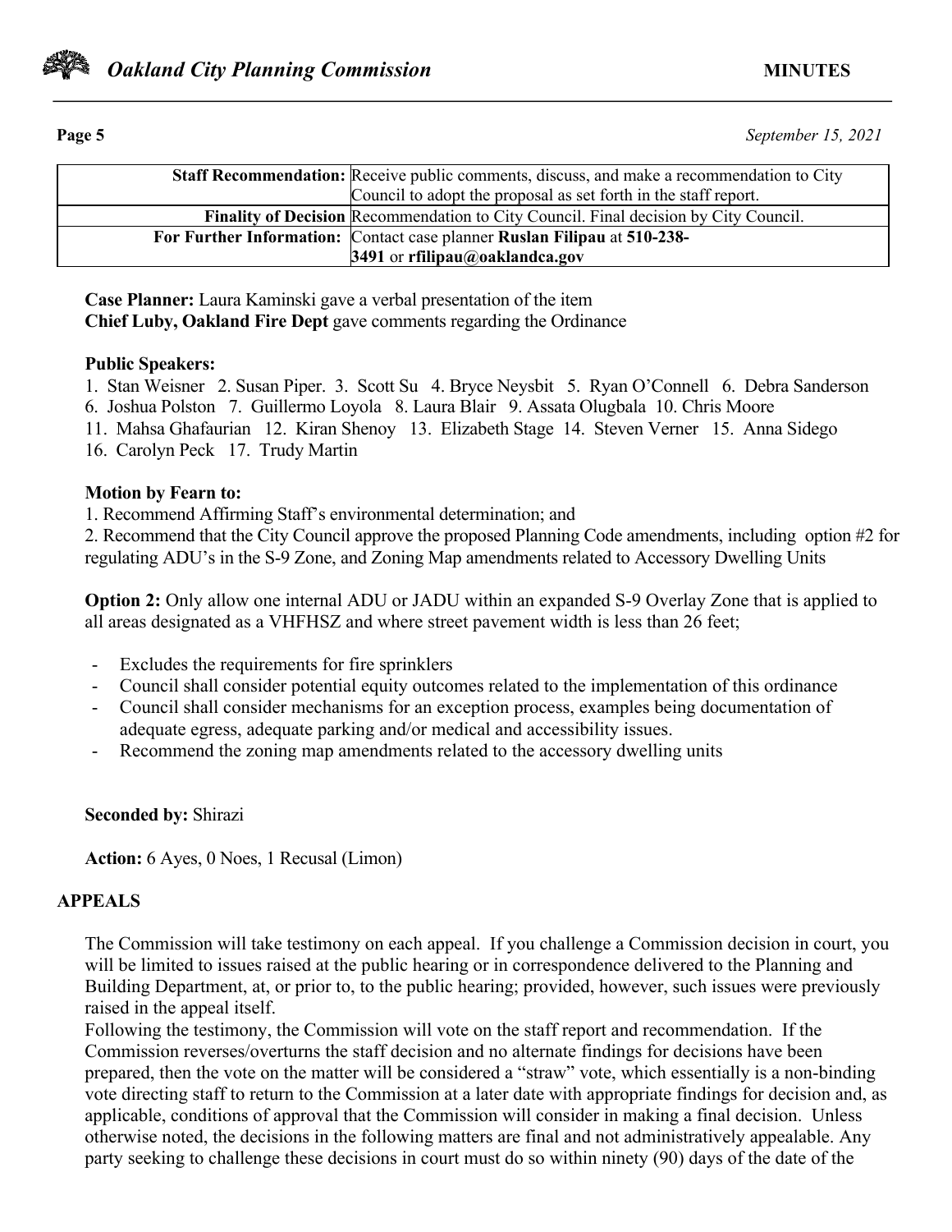| | |
|---|---|
| **Staff Recommendation:** | Receive public comments, discuss, and make a recommendation to City Council to adopt the proposal as set forth in the staff report. |
| **Finality of Decision** | Recommendation to City Council. Final decision by City Council. |
| **For Further Information:** | Contact case planner **Ruslan Filipau** at **510-238-3491** or **rfilipau@oaklandca.gov** |

**Case Planner:** Laura Kaminski gave a verbal presentation of the item
**Chief Luby, Oakland Fire Dept** gave comments regarding the Ordinance

**Public Speakers:**
1. Stan Weisner 2. Susan Piper. 3. Scott Su 4. Bryce Neysbit 5. Ryan O'Connell 6. Debra Sanderson
6. Joshua Polston 7. Guillermo Loyola 8. Laura Blair 9. Assata Olugbala 10. Chris Moore
11. Mahsa Ghafaurian 12. Kiran Shenoy 13. Elizabeth Stage 14. Steven Verner 15. Anna Sidego
16. Carolyn Peck 17. Trudy Martin

**Motion by Fearn to:**
1. Recommend Affirming Staff's environmental determination; and
2. Recommend that the City Council approve the proposed Planning Code amendments, including option #2 for regulating ADU's in the S-9 Zone, and Zoning Map amendments related to Accessory Dwelling Units

**Option 2:** Only allow one internal ADU or JADU within an expanded S-9 Overlay Zone that is applied to all areas designated as a VHFHSZ and where street pavement width is less than 26 feet;

- Excludes the requirements for fire sprinklers
- Council shall consider potential equity outcomes related to the implementation of this ordinance
- Council shall consider mechanisms for an exception process, examples being documentation of adequate egress, adequate parking and/or medical and accessibility issues.
- Recommend the zoning map amendments related to the accessory dwelling units

**Seconded by:** Shirazi

**Action:** 6 Ayes, 0 Noes, 1 Recusal (Limon)

## APPEALS

The Commission will take testimony on each appeal. If you challenge a Commission decision in court, you will be limited to issues raised at the public hearing or in correspondence delivered to the Planning and Building Department, at, or prior to, to the public hearing; provided, however, such issues were previously raised in the appeal itself.
Following the testimony, the Commission will vote on the staff report and recommendation. If the Commission reverses/overturns the staff decision and no alternate findings for decisions have been prepared, then the vote on the matter will be considered a "straw" vote, which essentially is a non-binding vote directing staff to return to the Commission at a later date with appropriate findings for decision and, as applicable, conditions of approval that the Commission will consider in making a final decision. Unless otherwise noted, the decisions in the following matters are final and not administratively appealable. Any party seeking to challenge these decisions in court must do so within ninety (90) days of the date of the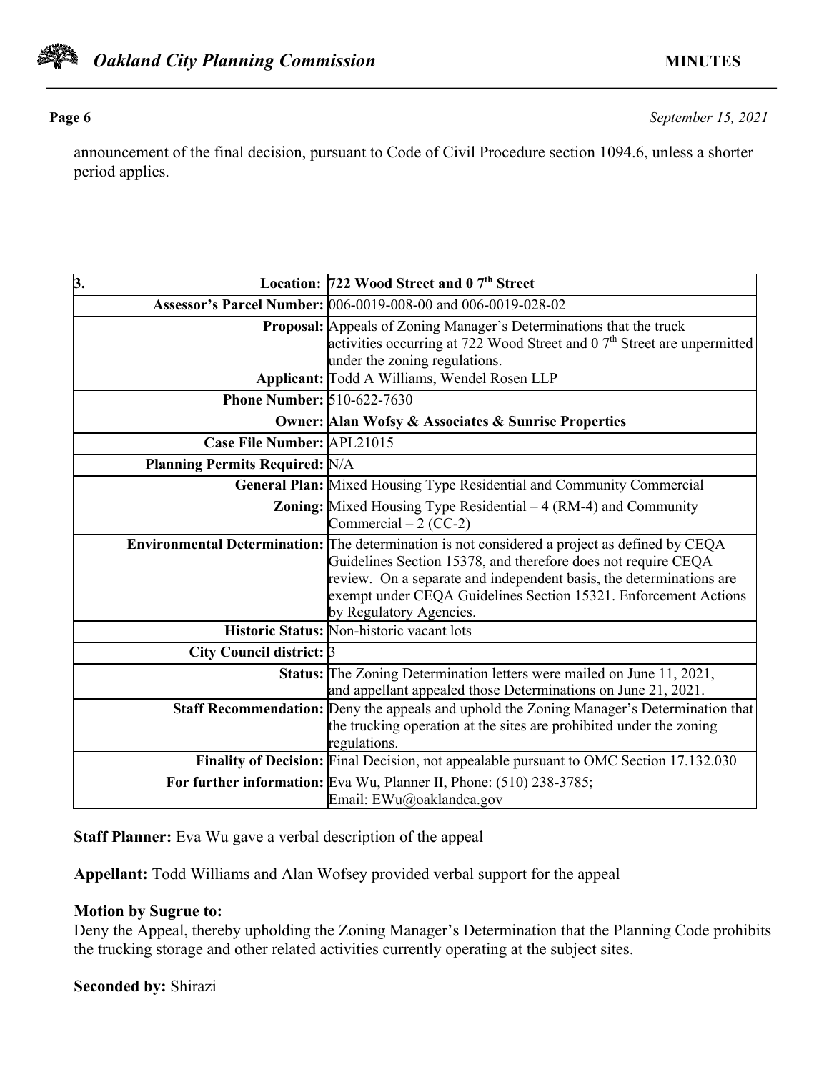announcement of the final decision, pursuant to Code of Civil Procedure section 1094.6, unless a shorter period applies.

| 3. Location: | 722 Wood Street and 0 7th Street |
|---|---|
| Assessor's Parcel Number: | 006-0019-008-00 and 006-0019-028-02 |
| Proposal: | Appeals of Zoning Manager's Determinations that the truck activities occurring at 722 Wood Street and 0 7th Street are unpermitted under the zoning regulations. |
| Applicant: | Todd A Williams, Wendel Rosen LLP |
| Phone Number: | 510-622-7630 |
| Owner: | **Alan Wofsy & Associates & Sunrise Properties** |
| Case File Number: | APL21015 |
| Planning Permits Required: | N/A |
| General Plan: | Mixed Housing Type Residential and Community Commercial |
| Zoning: | Mixed Housing Type Residential – 4 (RM-4) and Community Commercial – 2 (CC-2) |
| Environmental Determination: | The determination is not considered a project as defined by CEQA Guidelines Section 15378, and therefore does not require CEQA review. On a separate and independent basis, the determinations are exempt under CEQA Guidelines Section 15321. Enforcement Actions by Regulatory Agencies. |
| Historic Status: | Non-historic vacant lots |
| City Council district: | 3 |
| Status: | The Zoning Determination letters were mailed on June 11, 2021, and appellant appealed those Determinations on June 21, 2021. |
| Staff Recommendation: | Deny the appeals and uphold the Zoning Manager's Determination that the trucking operation at the sites are prohibited under the zoning regulations. |
| Finality of Decision: | Final Decision, not appealable pursuant to OMC Section 17.132.030 |
| For further information: | Eva Wu, Planner II, Phone: (510) 238-3785; Email: EWu@oaklandca.gov |

**Staff Planner:** Eva Wu gave a verbal description of the appeal

**Appellant:** Todd Williams and Alan Wofsey provided verbal support for the appeal

**Motion by Sugrue to:**
Deny the Appeal, thereby upholding the Zoning Manager's Determination that the Planning Code prohibits the trucking storage and other related activities currently operating at the subject sites.

**Seconded by:** Shirazi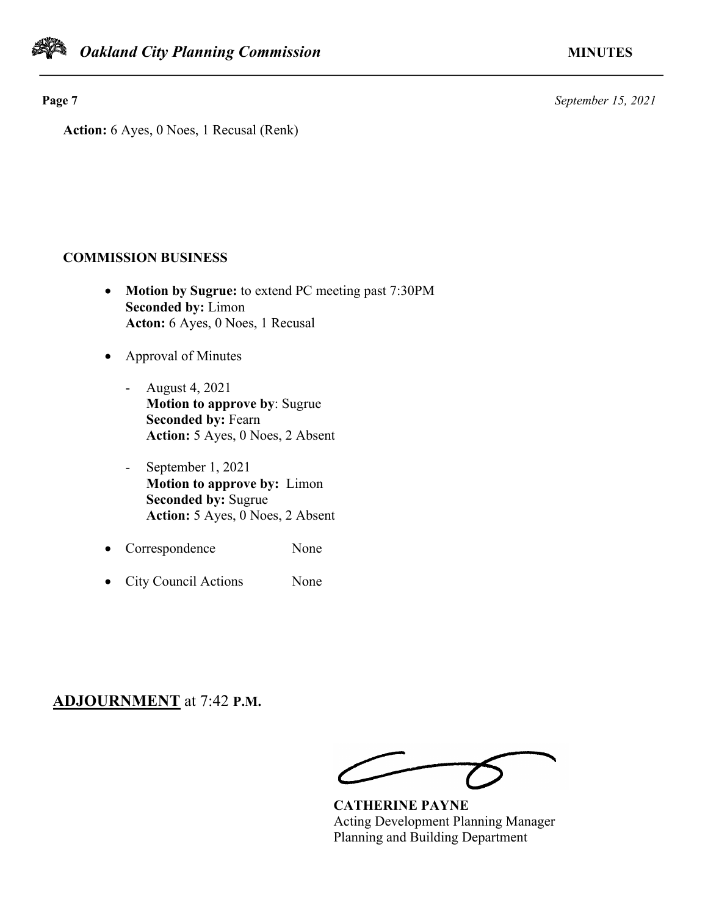**Action:** 6 Ayes, 0 Noes, 1 Recusal (Renk)

## COMMISSION BUSINESS

- **Motion by Sugrue:** to extend PC meeting past 7:30PM
  **Seconded by:** Limon
  **Acton:** 6 Ayes, 0 Noes, 1 Recusal

- Approval of Minutes

  - August 4, 2021
    **Motion to approve by**: Sugrue
    **Seconded by:** Fearn
    **Action:** 5 Ayes, 0 Noes, 2 Absent

  - September 1, 2021
    **Motion to approve by:** Limon
    **Seconded by:** Sugrue
    **Action:** 5 Ayes, 0 Noes, 2 Absent

- Correspondence None

- City Council Actions None

## ADJOURNMENT at 7:42 P.M.

**CATHERINE PAYNE**
Acting Development Planning Manager
Planning and Building Department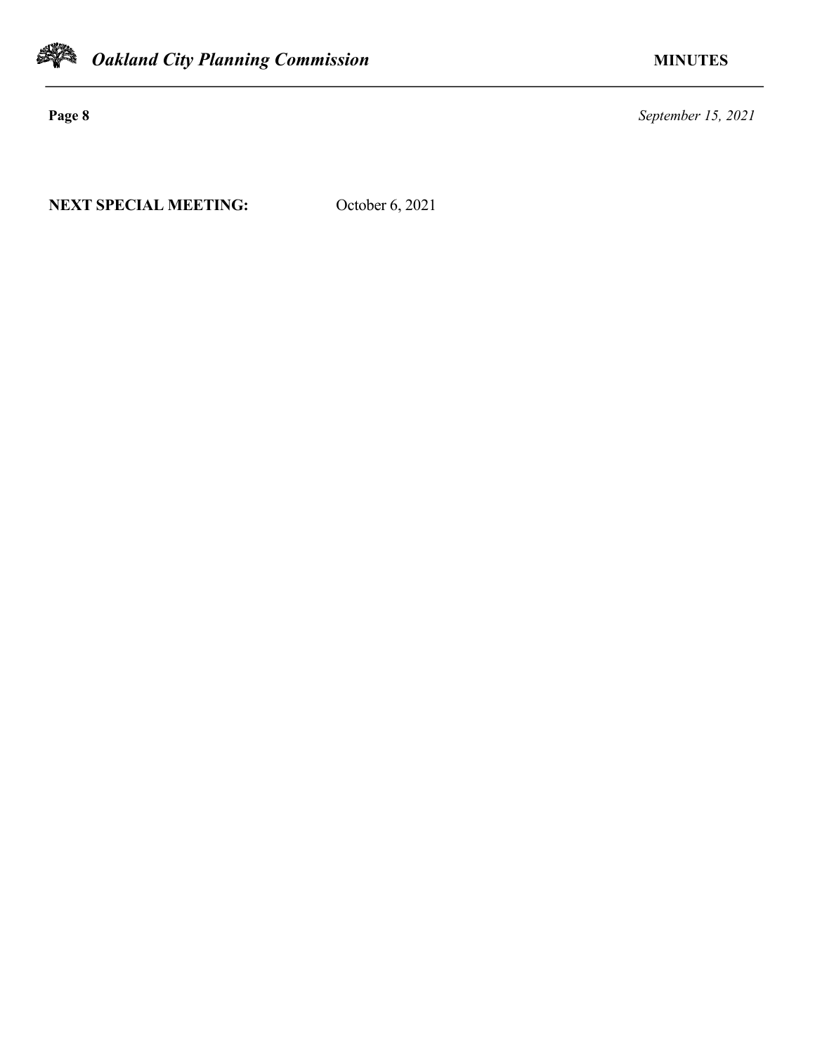**NEXT SPECIAL MEETING:** October 6, 2021